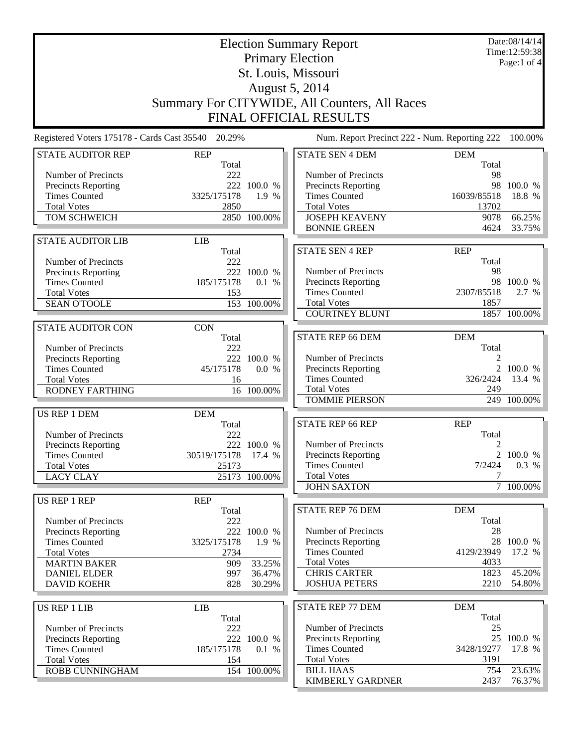# Election Summary Report

## Primary Election

## St. Louis, Missouri

## August 5, 2014

## Summary For CITYWIDE, All Counters, All Races

## FINAL OFFICIAL RESULTS

Date:08/14/14
Time:12:59:38

Registered Voters 175178 - Cards Cast 35540 20.29%

Num. Report Precinct 222 - Num. Reporting 222 100.00%

| STATE AUDITOR REP | REP | |
|---|---|---|
| | Total | |
| Number of Precincts | 222 | |
| Precincts Reporting | 222 | 100.0 % |
| Times Counted | 3325/175178 | 1.9 % |
| Total Votes | 2850 | |
| TOM SCHWEICH | 2850 | 100.00% |

| STATE AUDITOR LIB | LIB | |
|---|---|---|
| | Total | |
| Number of Precincts | 222 | |
| Precincts Reporting | 222 | 100.0 % |
| Times Counted | 185/175178 | 0.1 % |
| Total Votes | 153 | |
| SEAN O'TOOLE | 153 | 100.00% |

| STATE AUDITOR CON | CON | |
|---|---|---|
| | Total | |
| Number of Precincts | 222 | |
| Precincts Reporting | 222 | 100.0 % |
| Times Counted | 45/175178 | 0.0 % |
| Total Votes | 16 | |
| RODNEY FARTHING | 16 | 100.00% |

| US REP 1 DEM | DEM | |
|---|---|---|
| | Total | |
| Number of Precincts | 222 | |
| Precincts Reporting | 222 | 100.0 % |
| Times Counted | 30519/175178 | 17.4 % |
| Total Votes | 25173 | |
| LACY CLAY | 25173 | 100.00% |

| US REP 1 REP | REP | |
|---|---|---|
| | Total | |
| Number of Precincts | 222 | |
| Precincts Reporting | 222 | 100.0 % |
| Times Counted | 3325/175178 | 1.9 % |
| Total Votes | 2734 | |
| MARTIN BAKER | 909 | 33.25% |
| DANIEL ELDER | 997 | 36.47% |
| DAVID KOEHR | 828 | 30.29% |

| US REP 1 LIB | LIB | |
|---|---|---|
| | Total | |
| Number of Precincts | 222 | |
| Precincts Reporting | 222 | 100.0 % |
| Times Counted | 185/175178 | 0.1 % |
| Total Votes | 154 | |
| ROBB CUNNINGHAM | 154 | 100.00% |

| STATE SEN 4 DEM | DEM | |
|---|---|---|
| | Total | |
| Number of Precincts | 98 | |
| Precincts Reporting | 98 | 100.0 % |
| Times Counted | 16039/85518 | 18.8 % |
| Total Votes | 13702 | |
| JOSEPH KEAVENY | 9078 | 66.25% |
| BONNIE GREEN | 4624 | 33.75% |

| STATE SEN 4 REP | REP | |
|---|---|---|
| | Total | |
| Number of Precincts | 98 | |
| Precincts Reporting | 98 | 100.0 % |
| Times Counted | 2307/85518 | 2.7 % |
| Total Votes | 1857 | |
| COURTNEY BLUNT | 1857 | 100.00% |

| STATE REP 66 DEM | DEM | |
|---|---|---|
| | Total | |
| Number of Precincts | 2 | |
| Precincts Reporting | 2 | 100.0 % |
| Times Counted | 326/2424 | 13.4 % |
| Total Votes | 249 | |
| TOMMIE PIERSON | 249 | 100.00% |

| STATE REP 66 REP | REP | |
|---|---|---|
| | Total | |
| Number of Precincts | 2 | |
| Precincts Reporting | 2 | 100.0 % |
| Times Counted | 7/2424 | 0.3 % |
| Total Votes | 7 | |
| JOHN SAXTON | 7 | 100.00% |

| STATE REP 76 DEM | DEM | |
|---|---|---|
| | Total | |
| Number of Precincts | 28 | |
| Precincts Reporting | 28 | 100.0 % |
| Times Counted | 4129/23949 | 17.2 % |
| Total Votes | 4033 | |
| CHRIS CARTER | 1823 | 45.20% |
| JOSHUA PETERS | 2210 | 54.80% |

| STATE REP 77 DEM | DEM | |
|---|---|---|
| | Total | |
| Number of Precincts | 25 | |
| Precincts Reporting | 25 | 100.0 % |
| Times Counted | 3428/19277 | 17.8 % |
| Total Votes | 3191 | |
| BILL HAAS | 754 | 23.63% |
| KIMBERLY GARDNER | 2437 | 76.37% |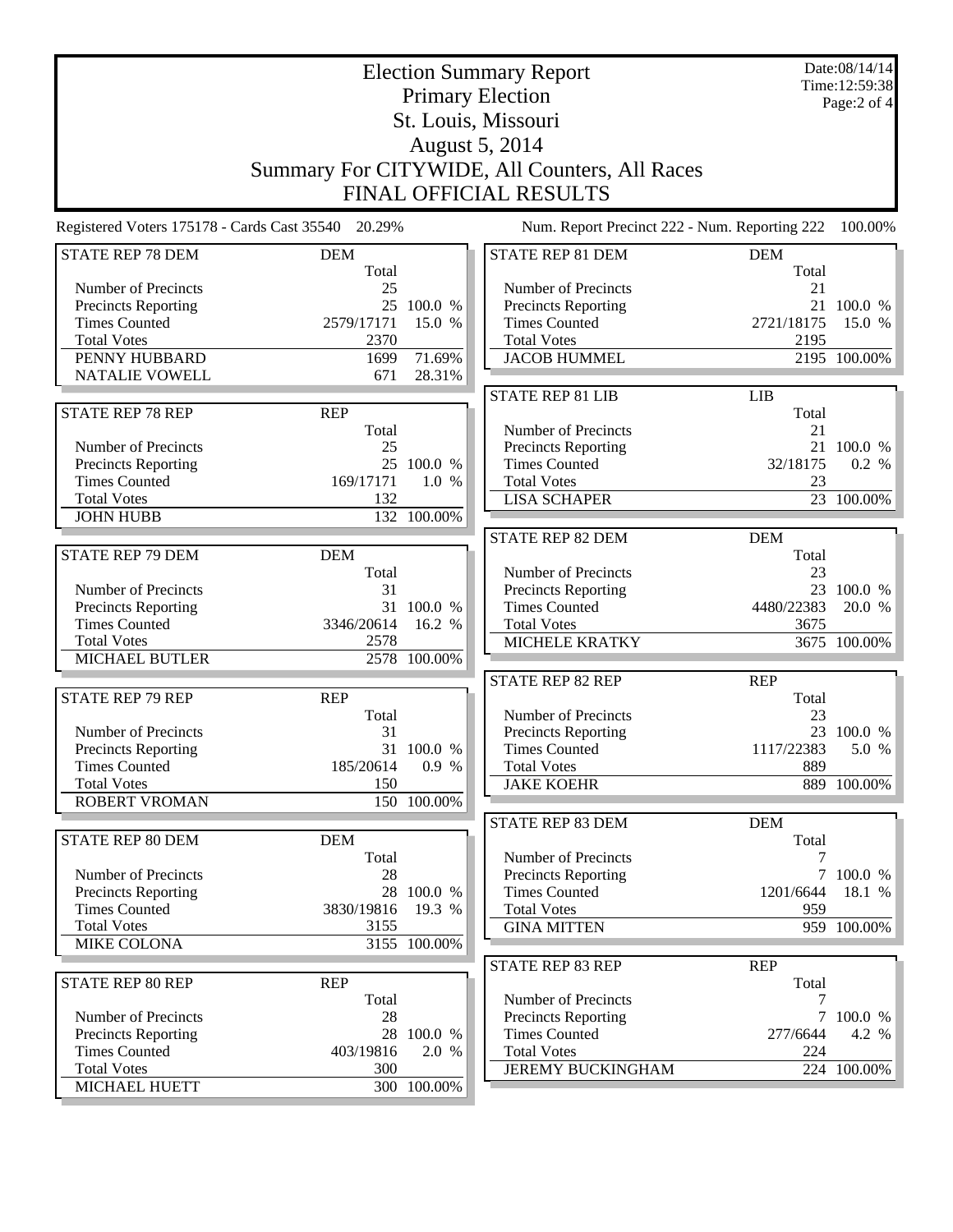# Election Summary Report

## Primary Election

## St. Louis, Missouri

## August 5, 2014

## Summary For CITYWIDE, All Counters, All Races

## FINAL OFFICIAL RESULTS

Date:08/14/14
Time:12:59:38

Registered Voters 175178 - Cards Cast 35540 20.29%

Num. Report Precinct 222 - Num. Reporting 222 100.00%

| STATE REP 78 DEM | DEM | |
|---|---|---|
| | Total | |
| Number of Precincts | 25 | |
| Precincts Reporting | 25 | 100.0 % |
| Times Counted | 2579/17171 | 15.0 % |
| Total Votes | 2370 | |
| PENNY HUBBARD | 1699 | 71.69% |
| NATALIE VOWELL | 671 | 28.31% |

| STATE REP 78 REP | REP | |
|---|---|---|
| | Total | |
| Number of Precincts | 25 | |
| Precincts Reporting | 25 | 100.0 % |
| Times Counted | 169/17171 | 1.0 % |
| Total Votes | 132 | |
| JOHN HUBB | 132 | 100.00% |

| STATE REP 79 DEM | DEM | |
|---|---|---|
| | Total | |
| Number of Precincts | 31 | |
| Precincts Reporting | 31 | 100.0 % |
| Times Counted | 3346/20614 | 16.2 % |
| Total Votes | 2578 | |
| MICHAEL BUTLER | 2578 | 100.00% |

| STATE REP 79 REP | REP | |
|---|---|---|
| | Total | |
| Number of Precincts | 31 | |
| Precincts Reporting | 31 | 100.0 % |
| Times Counted | 185/20614 | 0.9 % |
| Total Votes | 150 | |
| ROBERT VROMAN | 150 | 100.00% |

| STATE REP 80 DEM | DEM | |
|---|---|---|
| | Total | |
| Number of Precincts | 28 | |
| Precincts Reporting | 28 | 100.0 % |
| Times Counted | 3830/19816 | 19.3 % |
| Total Votes | 3155 | |
| MIKE COLONA | 3155 | 100.00% |

| STATE REP 80 REP | REP | |
|---|---|---|
| | Total | |
| Number of Precincts | 28 | |
| Precincts Reporting | 28 | 100.0 % |
| Times Counted | 403/19816 | 2.0 % |
| Total Votes | 300 | |
| MICHAEL HUETT | 300 | 100.00% |

| STATE REP 81 DEM | DEM | |
|---|---|---|
| | Total | |
| Number of Precincts | 21 | |
| Precincts Reporting | 21 | 100.0 % |
| Times Counted | 2721/18175 | 15.0 % |
| Total Votes | 2195 | |
| JACOB HUMMEL | 2195 | 100.00% |

| STATE REP 81 LIB | LIB | |
|---|---|---|
| | Total | |
| Number of Precincts | 21 | |
| Precincts Reporting | 21 | 100.0 % |
| Times Counted | 32/18175 | 0.2 % |
| Total Votes | 23 | |
| LISA SCHAPER | 23 | 100.00% |

| STATE REP 82 DEM | DEM | |
|---|---|---|
| | Total | |
| Number of Precincts | 23 | |
| Precincts Reporting | 23 | 100.0 % |
| Times Counted | 4480/22383 | 20.0 % |
| Total Votes | 3675 | |
| MICHELE KRATKY | 3675 | 100.00% |

| STATE REP 82 REP | REP | |
|---|---|---|
| | Total | |
| Number of Precincts | 23 | |
| Precincts Reporting | 23 | 100.0 % |
| Times Counted | 1117/22383 | 5.0 % |
| Total Votes | 889 | |
| JAKE KOEHR | 889 | 100.00% |

| STATE REP 83 DEM | DEM | |
|---|---|---|
| | Total | |
| Number of Precincts | 7 | |
| Precincts Reporting | 7 | 100.0 % |
| Times Counted | 1201/6644 | 18.1 % |
| Total Votes | 959 | |
| GINA MITTEN | 959 | 100.00% |

| STATE REP 83 REP | REP | |
|---|---|---|
| | Total | |
| Number of Precincts | 7 | |
| Precincts Reporting | 7 | 100.0 % |
| Times Counted | 277/6644 | 4.2 % |
| Total Votes | 224 | |
| JEREMY BUCKINGHAM | 224 | 100.00% |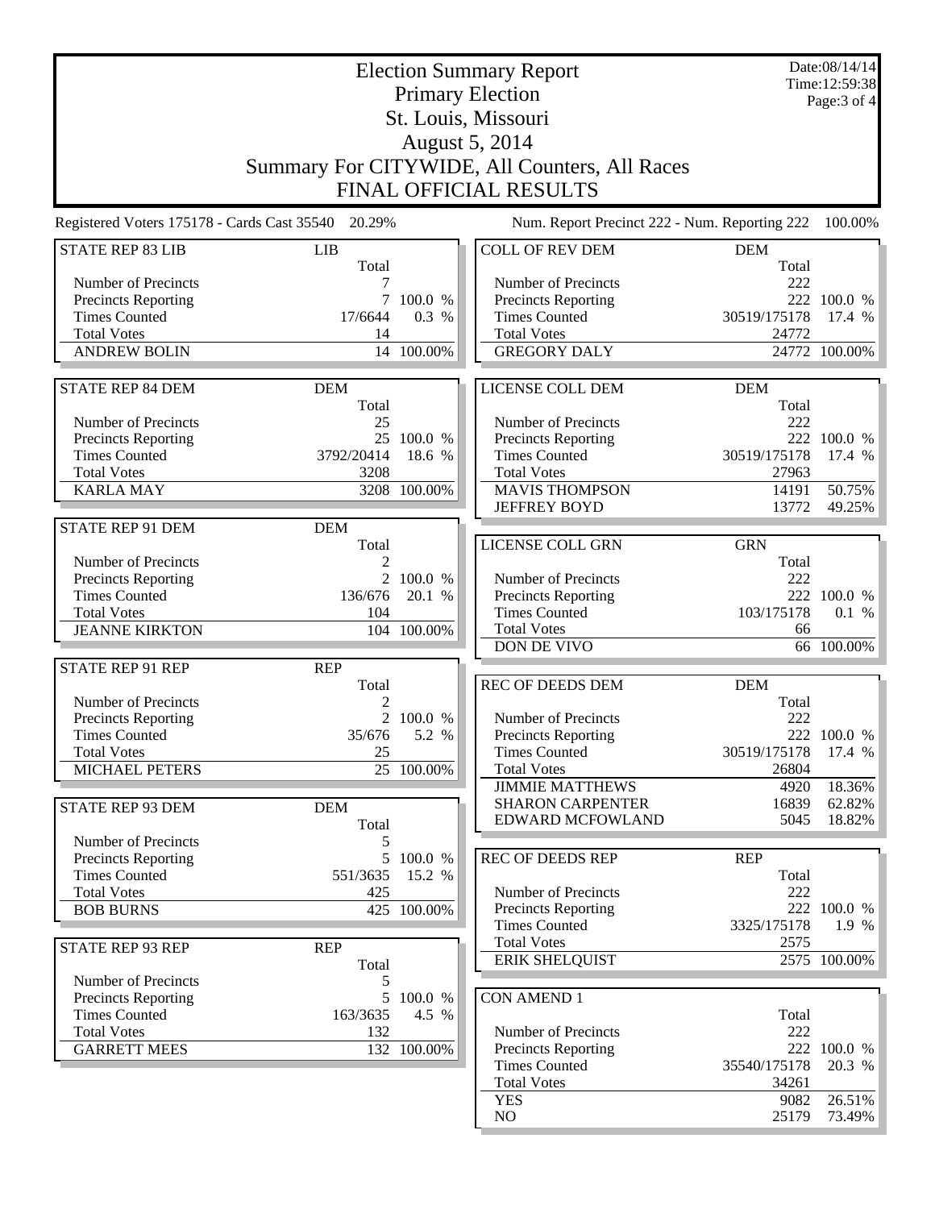# Election Summary Report

## Primary Election

## St. Louis, Missouri

## August 5, 2014

## Summary For CITYWIDE, All Counters, All Races

## FINAL OFFICIAL RESULTS

Date:08/14/14
Time:12:59:38

Registered Voters 175178 - Cards Cast 35540 20.29%

Num. Report Precinct 222 - Num. Reporting 222 100.00%

| STATE REP 83 LIB | LIB | |
|---|---|---|
| | Total | |
| Number of Precincts | 7 | |
| Precincts Reporting | 7 | 100.0 % |
| Times Counted | 17/6644 | 0.3 % |
| Total Votes | 14 | |
| ANDREW BOLIN | 14 | 100.00% |

| STATE REP 84 DEM | DEM | |
|---|---|---|
| | Total | |
| Number of Precincts | 25 | |
| Precincts Reporting | 25 | 100.0 % |
| Times Counted | 3792/20414 | 18.6 % |
| Total Votes | 3208 | |
| KARLA MAY | 3208 | 100.00% |

| STATE REP 91 DEM | DEM | |
|---|---|---|
| | Total | |
| Number of Precincts | 2 | |
| Precincts Reporting | 2 | 100.0 % |
| Times Counted | 136/676 | 20.1 % |
| Total Votes | 104 | |
| JEANNE KIRKTON | 104 | 100.00% |

| STATE REP 91 REP | REP | |
|---|---|---|
| | Total | |
| Number of Precincts | 2 | |
| Precincts Reporting | 2 | 100.0 % |
| Times Counted | 35/676 | 5.2 % |
| Total Votes | 25 | |
| MICHAEL PETERS | 25 | 100.00% |

| STATE REP 93 DEM | DEM | |
|---|---|---|
| | Total | |
| Number of Precincts | 5 | |
| Precincts Reporting | 5 | 100.0 % |
| Times Counted | 551/3635 | 15.2 % |
| Total Votes | 425 | |
| BOB BURNS | 425 | 100.00% |

| STATE REP 93 REP | REP | |
|---|---|---|
| | Total | |
| Number of Precincts | 5 | |
| Precincts Reporting | 5 | 100.0 % |
| Times Counted | 163/3635 | 4.5 % |
| Total Votes | 132 | |
| GARRETT MEES | 132 | 100.00% |

| COLL OF REV DEM | DEM | |
|---|---|---|
| | Total | |
| Number of Precincts | 222 | |
| Precincts Reporting | 222 | 100.0 % |
| Times Counted | 30519/175178 | 17.4 % |
| Total Votes | 24772 | |
| GREGORY DALY | 24772 | 100.00% |

| LICENSE COLL DEM | DEM | |
|---|---|---|
| | Total | |
| Number of Precincts | 222 | |
| Precincts Reporting | 222 | 100.0 % |
| Times Counted | 30519/175178 | 17.4 % |
| Total Votes | 27963 | |
| MAVIS THOMPSON | 14191 | 50.75% |
| JEFFREY BOYD | 13772 | 49.25% |

| LICENSE COLL GRN | GRN | |
|---|---|---|
| | Total | |
| Number of Precincts | 222 | |
| Precincts Reporting | 222 | 100.0 % |
| Times Counted | 103/175178 | 0.1 % |
| Total Votes | 66 | |
| DON DE VIVO | 66 | 100.00% |

| REC OF DEEDS DEM | DEM | |
|---|---|---|
| | Total | |
| Number of Precincts | 222 | |
| Precincts Reporting | 222 | 100.0 % |
| Times Counted | 30519/175178 | 17.4 % |
| Total Votes | 26804 | |
| JIMMIE MATTHEWS | 4920 | 18.36% |
| SHARON CARPENTER | 16839 | 62.82% |
| EDWARD MCFOWLAND | 5045 | 18.82% |

| REC OF DEEDS REP | REP | |
|---|---|---|
| | Total | |
| Number of Precincts | 222 | |
| Precincts Reporting | 222 | 100.0 % |
| Times Counted | 3325/175178 | 1.9 % |
| Total Votes | 2575 | |
| ERIK SHELQUIST | 2575 | 100.00% |

| CON AMEND 1 | | |
|---|---|---|
| | Total | |
| Number of Precincts | 222 | |
| Precincts Reporting | 222 | 100.0 % |
| Times Counted | 35540/175178 | 20.3 % |
| Total Votes | 34261 | |
| YES | 9082 | 26.51% |
| NO | 25179 | 73.49% |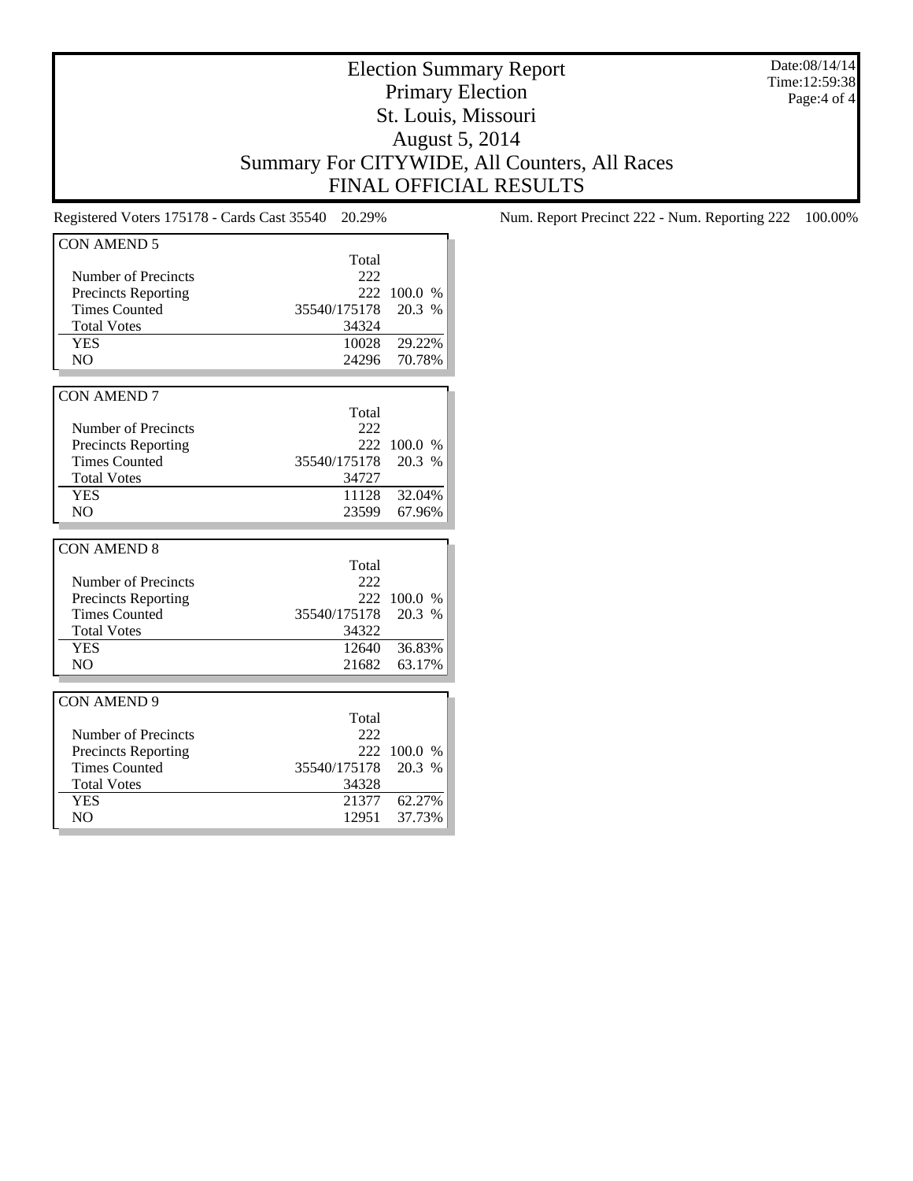# Election Summary Report
## Primary Election
## St. Louis, Missouri
## August 5, 2014
## Summary For CITYWIDE, All Counters, All Races
## FINAL OFFICIAL RESULTS

Date:08/14/14
Time:12:59:38

Registered Voters 175178 - Cards Cast 35540 20.29%

Num. Report Precinct 222 - Num. Reporting 222 100.00%

### CON AMEND 5

| | Total | |
|---|---|---|
| Number of Precincts | 222 | |
| Precincts Reporting | 222 | 100.0 % |
| Times Counted | 35540/175178 | 20.3 % |
| Total Votes | 34324 | |
| YES | 10028 | 29.22% |
| NO | 24296 | 70.78% |

### CON AMEND 7

| | Total | |
|---|---|---|
| Number of Precincts | 222 | |
| Precincts Reporting | 222 | 100.0 % |
| Times Counted | 35540/175178 | 20.3 % |
| Total Votes | 34727 | |
| YES | 11128 | 32.04% |
| NO | 23599 | 67.96% |

### CON AMEND 8

| | Total | |
|---|---|---|
| Number of Precincts | 222 | |
| Precincts Reporting | 222 | 100.0 % |
| Times Counted | 35540/175178 | 20.3 % |
| Total Votes | 34322 | |
| YES | 12640 | 36.83% |
| NO | 21682 | 63.17% |

### CON AMEND 9

| | Total | |
|---|---|---|
| Number of Precincts | 222 | |
| Precincts Reporting | 222 | 100.0 % |
| Times Counted | 35540/175178 | 20.3 % |
| Total Votes | 34328 | |
| YES | 21377 | 62.27% |
| NO | 12951 | 37.73% |